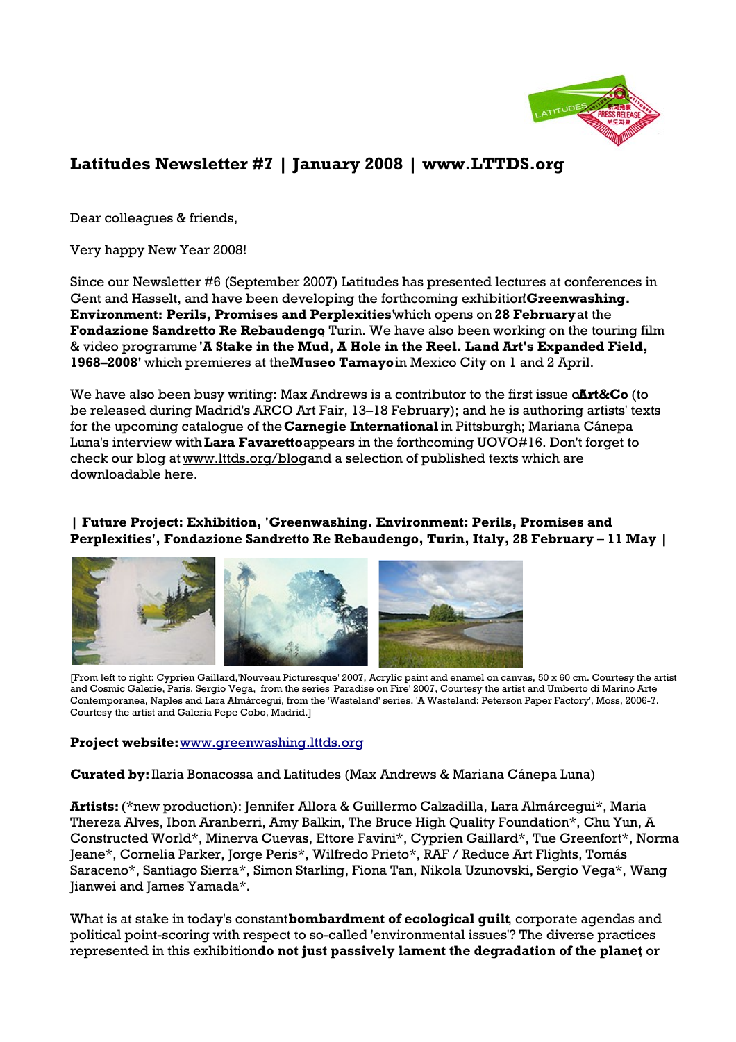# Latitudes Newsletter #7 | January 2008 | www.LTTDS.org

Dear colleagues & friends,

Very happy New Year 2008!

Since our Newsletter #6 (September 2007) Latitudes has presented lectures at conferences in Gent and Hasselt, and have been developing the forthcoming exhibition **'Greenwashing. Environment: Perils, Promises and Perplexities'** which opens on **28 February** at the **Fondazione Sandretto Re Rebaudengo**, Turin. We have also been working on the touring film & video programme **'A Stake in the Mud, A Hole in the Reel. Land Art's Expanded Field, 1968–2008'** which premieres at the **Museo Tamayo** in Mexico City on 1 and 2 April.

We have also been busy writing: Max Andrews is a contributor to the first issue of **Art&Co** (to be released during Madrid's ARCO Art Fair, 13–18 February); and he is authoring artists' texts for the upcoming catalogue of the **Carnegie International** in Pittsburgh; Mariana Cánepa Luna's interview with **Lara Favaretto** appears in the forthcoming UOVO#16. Don't forget to check our blog at www.lttds.org/blog and a selection of published texts which are downloadable here.

## | Future Project: Exhibition, 'Greenwashing. Environment: Perils, Promises and Perplexities', Fondazione Sandretto Re Rebaudengo, Turin, Italy, 28 February – 11 May |

[From left to right: Cyprien Gaillard,'Nouveau Picturesque' 2007, Acrylic paint and enamel on canvas, 50 x 60 cm. Courtesy the artist and Cosmic Galerie, Paris. Sergio Vega, from the series 'Paradise on Fire' 2007, Courtesy the artist and Umberto di Marino Arte Contemporanea, Naples and Lara Almárcegui, from the 'Wasteland' series. 'A Wasteland: Peterson Paper Factory', Moss, 2006-7. Courtesy the artist and Galeria Pepe Cobo, Madrid.]

**Project website:** www.greenwashing.lttds.org

**Curated by:** Ilaria Bonacossa and Latitudes (Max Andrews & Mariana Cánepa Luna)

**Artists:** (*new production): Jennifer Allora & Guillermo Calzadilla, Lara Almárcegui*, Maria Thereza Alves, Ibon Aranberri, Amy Balkin, The Bruce High Quality Foundation*, Chu Yun, A Constructed World*, Minerva Cuevas, Ettore Favini*, Cyprien Gaillard*, Tue Greenfort*, Norma Jeane*, Cornelia Parker, Jorge Peris*, Wilfredo Prieto*, RAF / Reduce Art Flights, Tomás Saraceno*, Santiago Sierra*, Simon Starling, Fiona Tan, Nikola Uzunovski, Sergio Vega*, Wang Jianwei and James Yamada*.

What is at stake in today's constant **bombardment of ecological guilt**, corporate agendas and political point-scoring with respect to so-called 'environmental issues'? The diverse practices represented in this exhibition **do not just passively lament the degradation of the planet**, or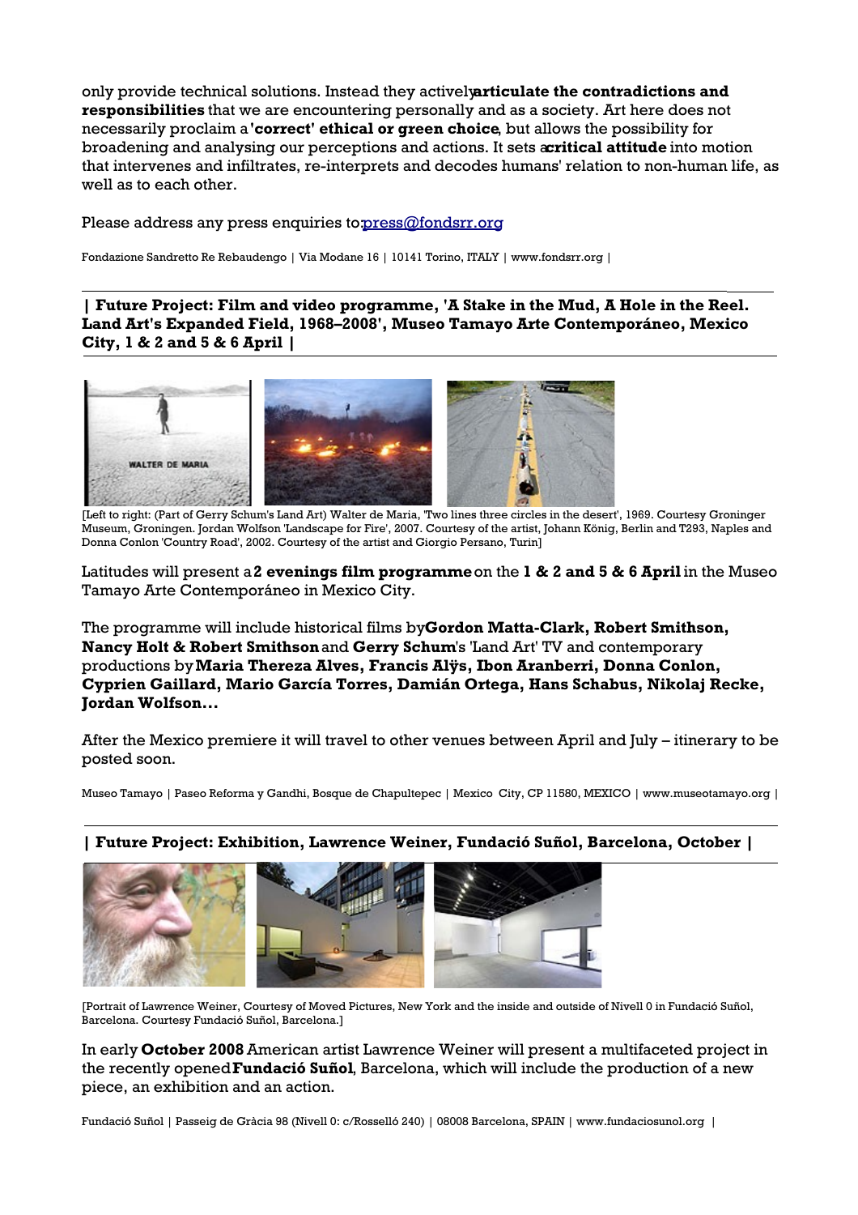only provide technical solutions. Instead they actively **articulate the contradictions and responsibilities** that we are encountering personally and as a society. Art here does not necessarily proclaim a **'correct' ethical or green choice**, but allows the possibility for broadening and analysing our perceptions and actions. It sets a **critical attitude** into motion that intervenes and infiltrates, re-interprets and decodes humans' relation to non-human life, as well as to each other.

Please address any press enquiries to: press@fondsrr.org

Fondazione Sandretto Re Rebaudengo | Via Modane 16 | 10141 Torino, ITALY | www.fondsrr.org |

## | Future Project: Film and video programme, 'A Stake in the Mud, A Hole in the Reel. Land Art's Expanded Field, 1968–2008', Museo Tamayo Arte Contemporáneo, Mexico City, 1 & 2 and 5 & 6 April |

[Left to right: (Part of Gerry Schum's Land Art) Walter de Maria, 'Two lines three circles in the desert', 1969. Courtesy Groninger Museum, Groningen. Jordan Wolfson 'Landscape for Fire', 2007. Courtesy of the artist, Johann König, Berlin and T293, Naples and Donna Conlon 'Country Road', 2002. Courtesy of the artist and Giorgio Persano, Turin]

Latitudes will present a **2 evenings film programme** on the **1 & 2 and 5 & 6 April** in the Museo Tamayo Arte Contemporáneo in Mexico City.

The programme will include historical films by **Gordon Matta-Clark, Robert Smithson, Nancy Holt & Robert Smithson** and **Gerry Schum**'s 'Land Art' TV and contemporary productions by **Maria Thereza Alves, Francis Alÿs, Ibon Aranberri, Donna Conlon, Cyprien Gaillard, Mario García Torres, Damián Ortega, Hans Schabus, Nikolaj Recke, Jordan Wolfson…**

After the Mexico premiere it will travel to other venues between April and July – itinerary to be posted soon.

Museo Tamayo | Paseo Reforma y Gandhi, Bosque de Chapultepec | Mexico City, CP 11580, MEXICO | www.museotamayo.org |

## | Future Project: Exhibition, Lawrence Weiner, Fundació Suñol, Barcelona, October |

[Portrait of Lawrence Weiner, Courtesy of Moved Pictures, New York and the inside and outside of Nivell 0 in Fundació Suñol, Barcelona. Courtesy Fundació Suñol, Barcelona.]

In early **October 2008** American artist Lawrence Weiner will present a multifaceted project in the recently opened **Fundació Suñol**, Barcelona, which will include the production of a new piece, an exhibition and an action.

Fundació Suñol | Passeig de Gràcia 98 (Nivell 0: c/Rosselló 240) | 08008 Barcelona, SPAIN | www.fundaciosunol.org |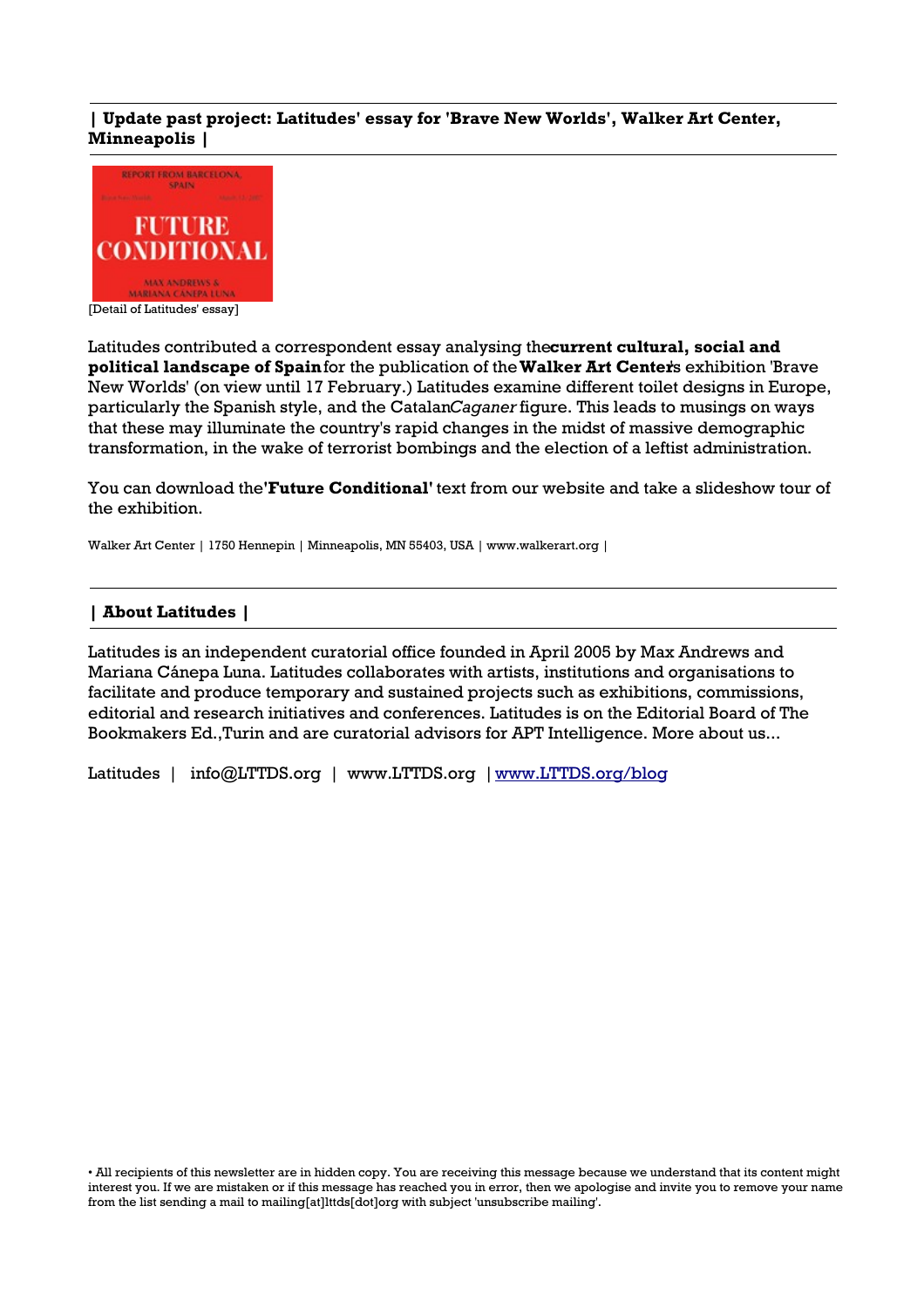## | Update past project: Latitudes' essay for 'Brave New Worlds', Walker Art Center, Minneapolis |

[Detail of Latitudes' essay]

Latitudes contributed a correspondent essay analysing the **current cultural, social and political landscape of Spain** for the publication of the **Walker Art Center**'s exhibition 'Brave New Worlds' (on view until 17 February.) Latitudes examine different toilet designs in Europe, particularly the Spanish style, and the Catalan *Caganer* figure. This leads to musings on ways that these may illuminate the country's rapid changes in the midst of massive demographic transformation, in the wake of terrorist bombings and the election of a leftist administration.

You can download the **'Future Conditional'** text from our website and take a slideshow tour of the exhibition.

Walker Art Center | 1750 Hennepin | Minneapolis, MN 55403, USA | www.walkerart.org |

## | About Latitudes |

Latitudes is an independent curatorial office founded in April 2005 by Max Andrews and Mariana Cánepa Luna. Latitudes collaborates with artists, institutions and organisations to facilitate and produce temporary and sustained projects such as exhibitions, commissions, editorial and research initiatives and conferences. Latitudes is on the Editorial Board of The Bookmakers Ed.,Turin and are curatorial advisors for APT Intelligence. More about us...

Latitudes | info@LTTDS.org | www.LTTDS.org | [www.LTTDS.org/blog](http://www.LTTDS.org/blog)

• All recipients of this newsletter are in hidden copy. You are receiving this message because we understand that its content might interest you. If we are mistaken or if this message has reached you in error, then we apologise and invite you to remove your name from the list sending a mail to mailing[at]lttds[dot]org with subject 'unsubscribe mailing'.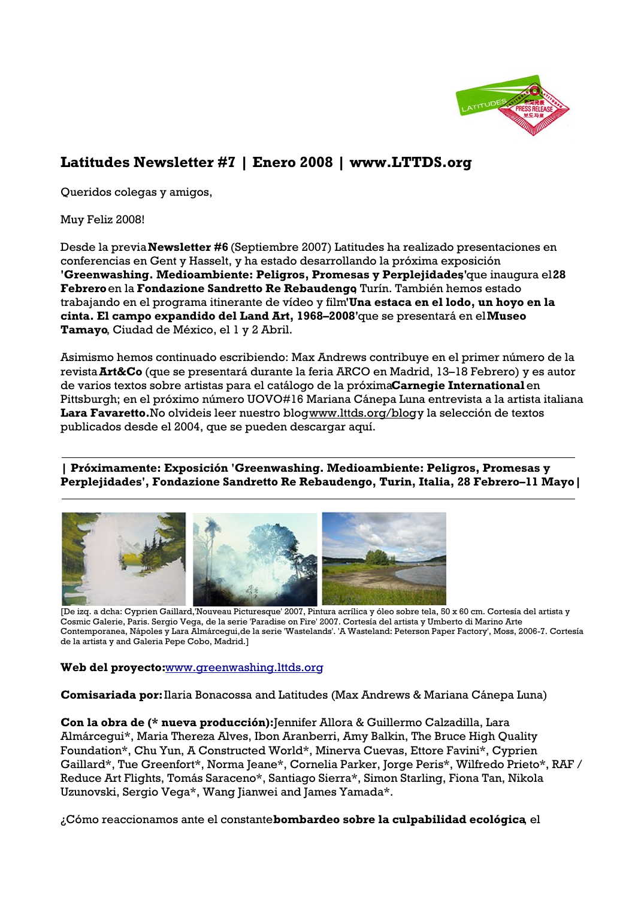## Latitudes Newsletter #7 | Enero 2008 | www.LTTDS.org

Queridos colegas y amigos,

Muy Feliz 2008!

Desde la previa **Newsletter #6** (Septiembre 2007) Latitudes ha realizado presentaciones en conferencias en Gent y Hasselt, y ha estado desarrollando la próxima exposición **'Greenwashing. Medioambiente: Peligros, Promesas y Perplejidades'** que inaugura el **28 Febrero** en la **Fondazione Sandretto Re Rebaudengo**, Turín. También hemos estado trabajando en el programa itinerante de vídeo y film **'Una estaca en el lodo, un hoyo en la cinta. El campo expandido del Land Art, 1968–2008'** que se presentará en el **Museo Tamayo**, Ciudad de México, el 1 y 2 Abril.

Asimismo hemos continuado escribiendo: Max Andrews contribuye en el primer número de la revista **Art&Co** (que se presentará durante la feria ARCO en Madrid, 13–18 Febrero) y es autor de varios textos sobre artistas para el catálogo de la próxima **Carnegie International** en Pittsburgh; en el próximo número UOVO#16 Mariana Cánepa Luna entrevista a la artista italiana **Lara Favaretto.** No olvideis leer nuestro blog www.lttds.org/blog y la selección de textos publicados desde el 2004, que se pueden descargar aquí.

---

**| Próximamente: Exposición 'Greenwashing. Medioambiente: Peligros, Promesas y Perplejidades', Fondazione Sandretto Re Rebaudengo, Turin, Italia, 28 Febrero–11 Mayo |**

---

[De izq. a dcha: Cyprien Gaillard,'Nouveau Picturesque' 2007, Pintura acrílica y óleo sobre tela, 50 x 60 cm. Cortesía del artista y Cosmic Galerie, Paris. Sergio Vega, de la serie 'Paradise on Fire' 2007. Cortesía del artista y Umberto di Marino Arte Contemporanea, Nápoles y Lara Almárcegui,de la serie 'Wastelands'. 'A Wasteland: Peterson Paper Factory', Moss, 2006-7. Cortesía de la artista y and Galeria Pepe Cobo, Madrid.]

**Web del proyecto:** www.greenwashing.lttds.org

**Comisariada por:** Ilaria Bonacossa and Latitudes (Max Andrews & Mariana Cánepa Luna)

**Con la obra de (* nueva producción):** Jennifer Allora & Guillermo Calzadilla, Lara Almárcegui*, Maria Thereza Alves, Ibon Aranberri, Amy Balkin, The Bruce High Quality Foundation*, Chu Yun, A Constructed World*, Minerva Cuevas, Ettore Favini*, Cyprien Gaillard*, Tue Greenfort*, Norma Jeane*, Cornelia Parker, Jorge Peris*, Wilfredo Prieto*, RAF / Reduce Art Flights, Tomás Saraceno*, Santiago Sierra*, Simon Starling, Fiona Tan, Nikola Uzunovski, Sergio Vega*, Wang Jianwei and James Yamada*.

¿Cómo reaccionamos ante el constante **bombardeo sobre la culpabilidad ecológica**, el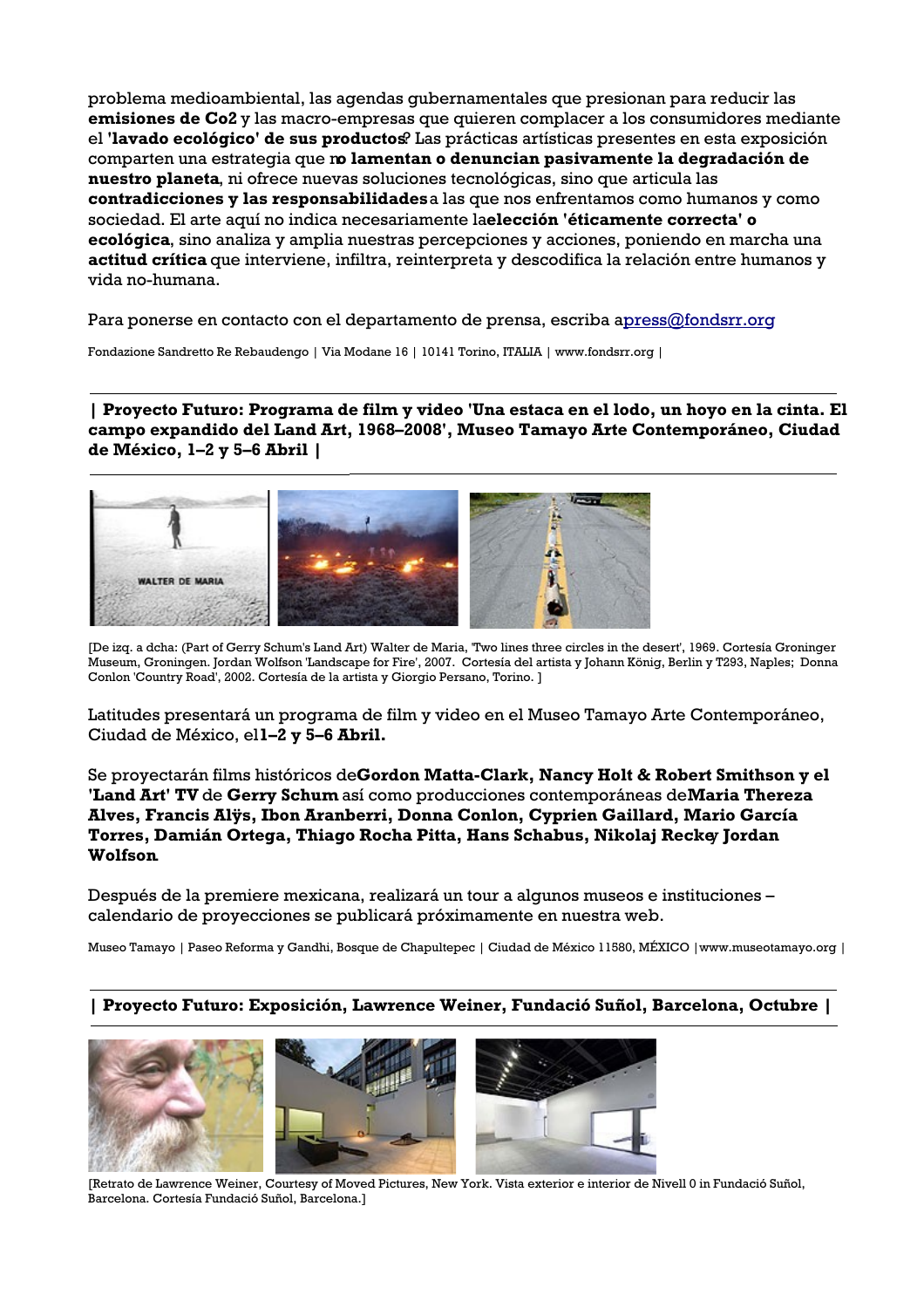problema medioambiental, las agendas gubernamentales que presionan para reducir las **emisiones de Co2** y las macro-empresas que quieren complacer a los consumidores mediante el **'lavado ecológico' de sus productos**? Las prácticas artísticas presentes en esta exposición comparten una estrategia que **no lamentan o denuncian pasivamente la degradación de nuestro planeta**, ni ofrece nuevas soluciones tecnológicas, sino que articula las **contradicciones y las responsabilidades** a las que nos enfrentamos como humanos y como sociedad. El arte aquí no indica necesariamente la **elección 'éticamente correcta' o ecológica**, sino analiza y amplia nuestras percepciones y acciones, poniendo en marcha una **actitud crítica** que interviene, infiltra, reinterpreta y descodifica la relación entre humanos y vida no-humana.

Para ponerse en contacto con el departamento de prensa, escriba a press@fondsrr.org

Fondazione Sandretto Re Rebaudengo | Via Modane 16 | 10141 Torino, ITALIA | www.fondsrr.org |

---

**| Proyecto Futuro: Programa de film y video 'Una estaca en el lodo, un hoyo en la cinta. El campo expandido del Land Art, 1968–2008', Museo Tamayo Arte Contemporáneo, Ciudad de México, 1–2 y 5–6 Abril |**

---

[De izq. a dcha: (Part of Gerry Schum's Land Art) Walter de Maria, 'Two lines three circles in the desert', 1969. Cortesía Groninger Museum, Groningen. Jordan Wolfson 'Landscape for Fire', 2007. Cortesía del artista y Johann König, Berlin y T293, Naples; Donna Conlon 'Country Road', 2002. Cortesía de la artista y Giorgio Persano, Torino. ]

Latitudes presentará un programa de film y video en el Museo Tamayo Arte Contemporáneo, Ciudad de México, el **1–2 y 5–6 Abril.**

Se proyectarán films históricos de **Gordon Matta-Clark, Nancy Holt & Robert Smithson y el 'Land Art' TV** de **Gerry Schum** así como producciones contemporáneas de **Maria Thereza Alves, Francis Alÿs, Ibon Aranberri, Donna Conlon, Cyprien Gaillard, Mario García Torres, Damián Ortega, Thiago Rocha Pitta, Hans Schabus, Nikolaj Recke y Jordan Wolfson.**

Después de la premiere mexicana, realizará un tour a algunos museos e instituciones – calendario de proyecciones se publicará próximamente en nuestra web.

Museo Tamayo | Paseo Reforma y Gandhi, Bosque de Chapultepec | Ciudad de México 11580, MÉXICO | www.museotamayo.org |

---

**| Proyecto Futuro: Exposición, Lawrence Weiner, Fundació Suñol, Barcelona, Octubre |**

---

[Retrato de Lawrence Weiner, Courtesy of Moved Pictures, New York. Vista exterior e interior de Nivell 0 in Fundació Suñol, Barcelona. Cortesía Fundació Suñol, Barcelona.]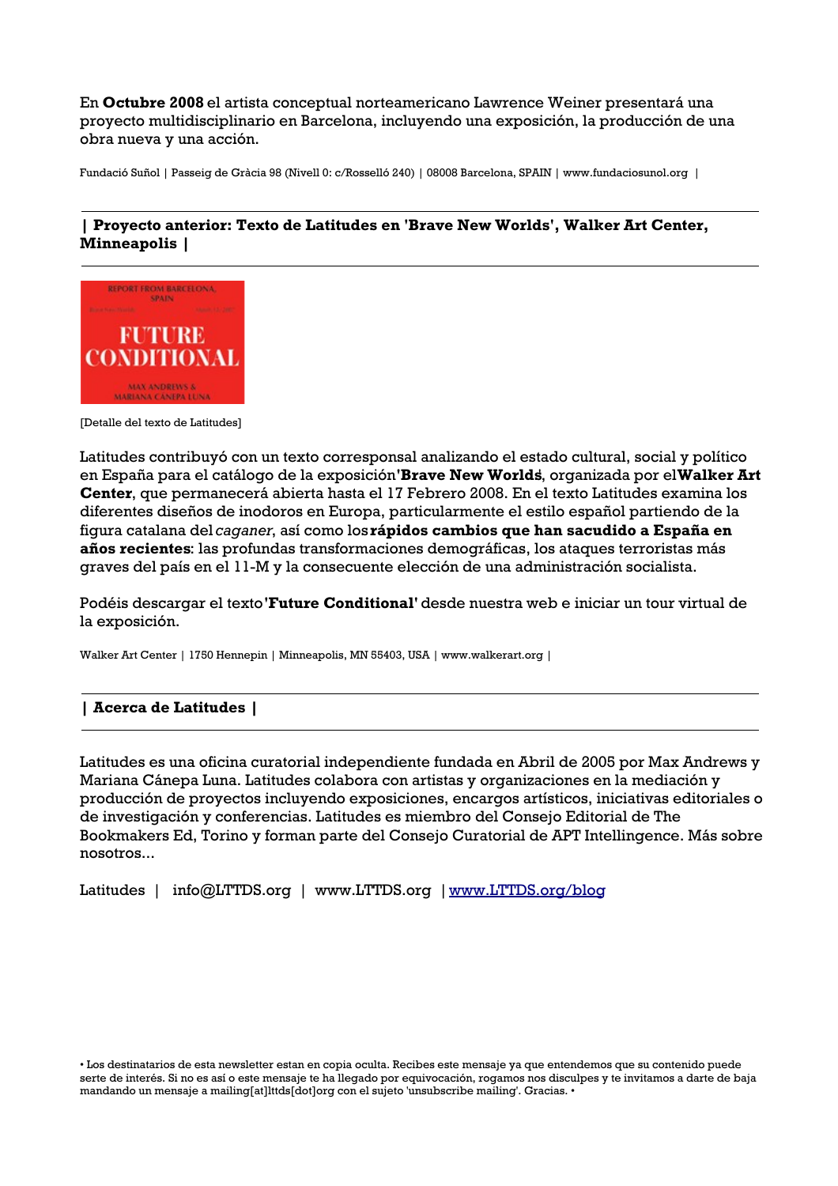En **Octubre 2008** el artista conceptual norteamericano Lawrence Weiner presentará una proyecto multidisciplinario en Barcelona, incluyendo una exposición, la producción de una obra nueva y una acción.

Fundació Suñol | Passeig de Gràcia 98 (Nivell 0: c/Rosselló 240) | 08008 Barcelona, SPAIN | www.fundaciosunol.org |

## | Proyecto anterior: Texto de Latitudes en 'Brave New Worlds', Walker Art Center, Minneapolis |

[Detalle del texto de Latitudes]

Latitudes contribuyó con un texto corresponsal analizando el estado cultural, social y político en España para el catálogo de la exposición **'Brave New Worlds'**, organizada por el **Walker Art Center**, que permanecerá abierta hasta el 17 Febrero 2008. En el texto Latitudes examina los diferentes diseños de inodoros en Europa, particularmente el estilo español partiendo de la figura catalana del *caganer*, así como los **rápidos cambios que han sacudido a España en años recientes**: las profundas transformaciones demográficas, los ataques terroristas más graves del país en el 11-M y la consecuente elección de una administración socialista.

Podéis descargar el texto **'Future Conditional'** desde nuestra web e iniciar un tour virtual de la exposición.

Walker Art Center | 1750 Hennepin | Minneapolis, MN 55403, USA | www.walkerart.org |

## | Acerca de Latitudes |

Latitudes es una oficina curatorial independiente fundada en Abril de 2005 por Max Andrews y Mariana Cánepa Luna. Latitudes colabora con artistas y organizaciones en la mediación y producción de proyectos incluyendo exposiciones, encargos artísticos, iniciativas editoriales o de investigación y conferencias. Latitudes es miembro del Consejo Editorial de The Bookmakers Ed, Torino y forman parte del Consejo Curatorial de APT Intellingence. Más sobre nosotros...

Latitudes | info@LTTDS.org | www.LTTDS.org | www.LTTDS.org/blog

• Los destinatarios de esta newsletter estan en copia oculta. Recibes este mensaje ya que entendemos que su contenido puede serte de interés. Si no es así o este mensaje te ha llegado por equivocación, rogamos nos disculpes y te invitamos a darte de baja mandando un mensaje a mailing[at]lttds[dot]org con el sujeto 'unsubscribe mailing'. Gracias. •